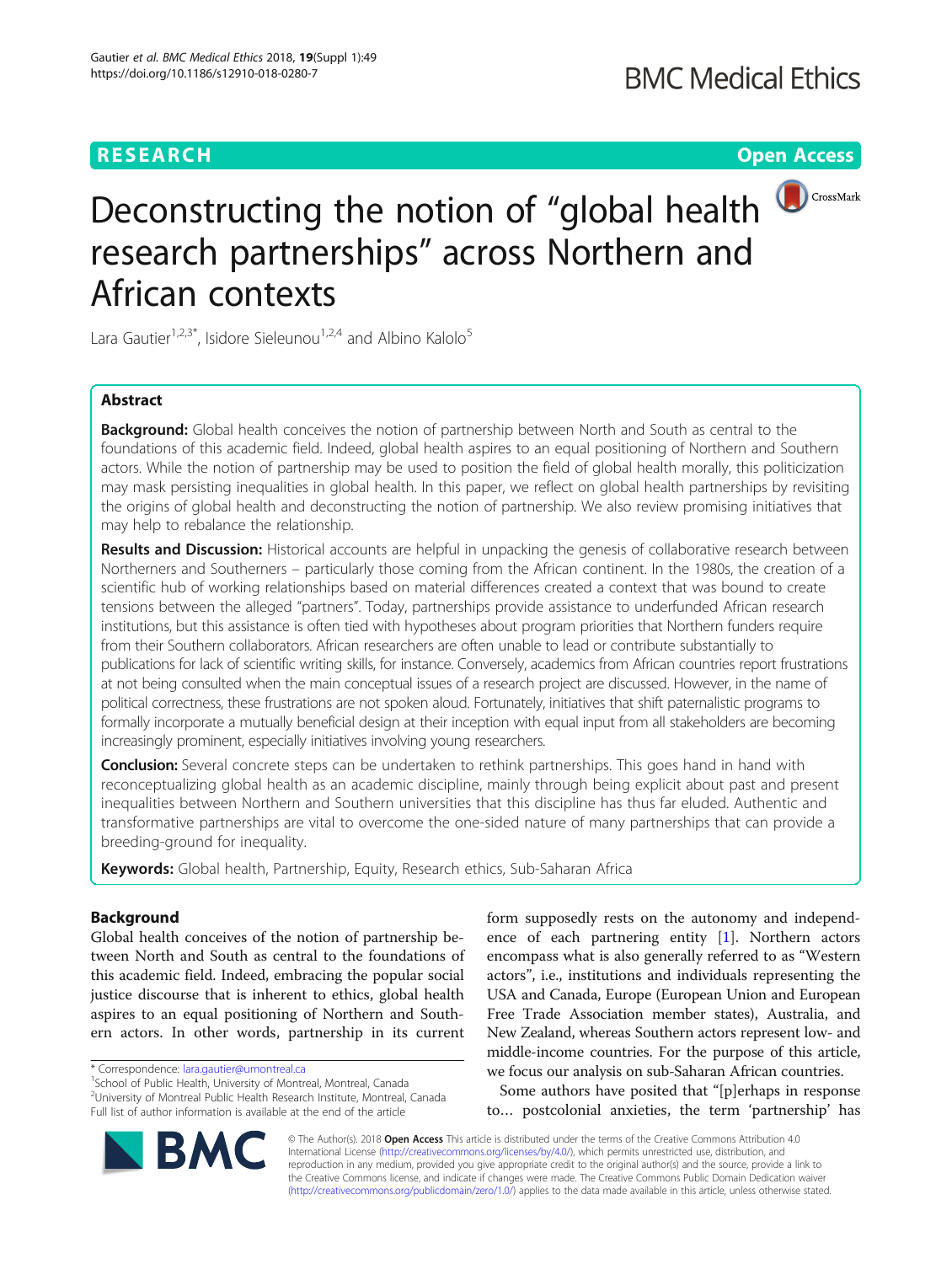**RESEARCH** **Open Access**

# Deconstructing the notion of "global health research partnerships" across Northern and African contexts

Lara Gautier[1,2,3*], Isidore Sieleunou[1,2,4] and Albino Kalolo[5]

## Abstract

**Background:** Global health conceives the notion of partnership between North and South as central to the foundations of this academic field. Indeed, global health aspires to an equal positioning of Northern and Southern actors. While the notion of partnership may be used to position the field of global health morally, this politicization may mask persisting inequalities in global health. In this paper, we reflect on global health partnerships by revisiting the origins of global health and deconstructing the notion of partnership. We also review promising initiatives that may help to rebalance the relationship.

**Results and Discussion:** Historical accounts are helpful in unpacking the genesis of collaborative research between Northerners and Southerners – particularly those coming from the African continent. In the 1980s, the creation of a scientific hub of working relationships based on material differences created a context that was bound to create tensions between the alleged "partners". Today, partnerships provide assistance to underfunded African research institutions, but this assistance is often tied with hypotheses about program priorities that Northern funders require from their Southern collaborators. African researchers are often unable to lead or contribute substantially to publications for lack of scientific writing skills, for instance. Conversely, academics from African countries report frustrations at not being consulted when the main conceptual issues of a research project are discussed. However, in the name of political correctness, these frustrations are not spoken aloud. Fortunately, initiatives that shift paternalistic programs to formally incorporate a mutually beneficial design at their inception with equal input from all stakeholders are becoming increasingly prominent, especially initiatives involving young researchers.

**Conclusion:** Several concrete steps can be undertaken to rethink partnerships. This goes hand in hand with reconceptualizing global health as an academic discipline, mainly through being explicit about past and present inequalities between Northern and Southern universities that this discipline has thus far eluded. Authentic and transformative partnerships are vital to overcome the one-sided nature of many partnerships that can provide a breeding-ground for inequality.

**Keywords:** Global health, Partnership, Equity, Research ethics, Sub-Saharan Africa

## Background

Global health conceives of the notion of partnership between North and South as central to the foundations of this academic field. Indeed, embracing the popular social justice discourse that is inherent to ethics, global health aspires to an equal positioning of Northern and Southern actors. In other words, partnership in its current form supposedly rests on the autonomy and independence of each partnering entity [1]. Northern actors encompass what is also generally referred to as "Western actors", i.e., institutions and individuals representing the USA and Canada, Europe (European Union and European Free Trade Association member states), Australia, and New Zealand, whereas Southern actors represent low- and middle-income countries. For the purpose of this article, we focus our analysis on sub-Saharan African countries.

Some authors have posited that "[p]erhaps in response to… postcolonial anxieties, the term 'partnership' has

\* Correspondence: lara.gautier@umontreal.ca
[1]School of Public Health, University of Montreal, Montreal, Canada
[2]University of Montreal Public Health Research Institute, Montreal, Canada
Full list of author information is available at the end of the article

© The Author(s). 2018 **Open Access** This article is distributed under the terms of the Creative Commons Attribution 4.0 International License (http://creativecommons.org/licenses/by/4.0/), which permits unrestricted use, distribution, and reproduction in any medium, provided you give appropriate credit to the original author(s) and the source, provide a link to the Creative Commons license, and indicate if changes were made. The Creative Commons Public Domain Dedication waiver (http://creativecommons.org/publicdomain/zero/1.0/) applies to the data made available in this article, unless otherwise stated.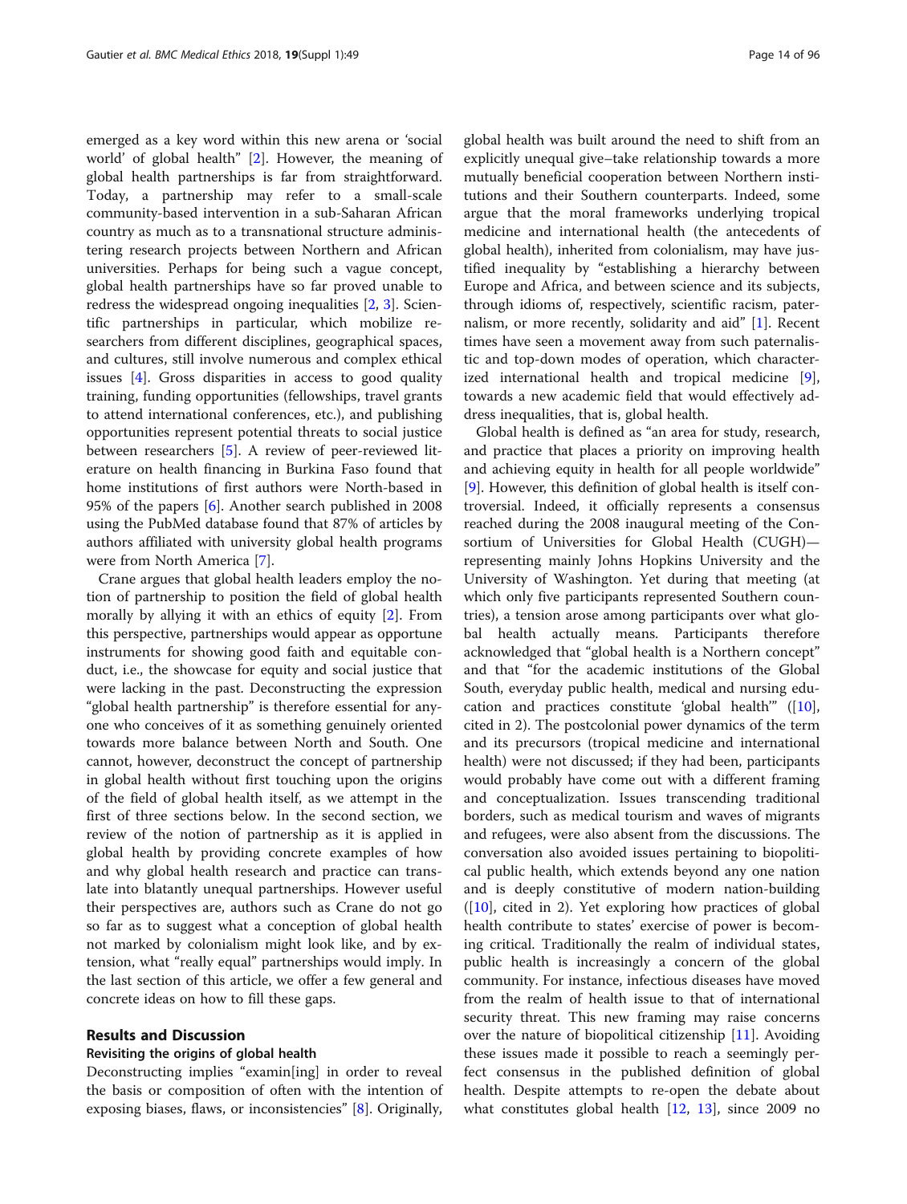emerged as a key word within this new arena or 'social world' of global health" [2]. However, the meaning of global health partnerships is far from straightforward. Today, a partnership may refer to a small-scale community-based intervention in a sub-Saharan African country as much as to a transnational structure administering research projects between Northern and African universities. Perhaps for being such a vague concept, global health partnerships have so far proved unable to redress the widespread ongoing inequalities [2, 3]. Scientific partnerships in particular, which mobilize researchers from different disciplines, geographical spaces, and cultures, still involve numerous and complex ethical issues [4]. Gross disparities in access to good quality training, funding opportunities (fellowships, travel grants to attend international conferences, etc.), and publishing opportunities represent potential threats to social justice between researchers [5]. A review of peer-reviewed literature on health financing in Burkina Faso found that home institutions of first authors were North-based in 95% of the papers [6]. Another search published in 2008 using the PubMed database found that 87% of articles by authors affiliated with university global health programs were from North America [7].

Crane argues that global health leaders employ the notion of partnership to position the field of global health morally by allying it with an ethics of equity [2]. From this perspective, partnerships would appear as opportune instruments for showing good faith and equitable conduct, i.e., the showcase for equity and social justice that were lacking in the past. Deconstructing the expression "global health partnership" is therefore essential for anyone who conceives of it as something genuinely oriented towards more balance between North and South. One cannot, however, deconstruct the concept of partnership in global health without first touching upon the origins of the field of global health itself, as we attempt in the first of three sections below. In the second section, we review of the notion of partnership as it is applied in global health by providing concrete examples of how and why global health research and practice can translate into blatantly unequal partnerships. However useful their perspectives are, authors such as Crane do not go so far as to suggest what a conception of global health not marked by colonialism might look like, and by extension, what "really equal" partnerships would imply. In the last section of this article, we offer a few general and concrete ideas on how to fill these gaps.

## Results and Discussion

### Revisiting the origins of global health

Deconstructing implies "examin[ing] in order to reveal the basis or composition of often with the intention of exposing biases, flaws, or inconsistencies" [8]. Originally, global health was built around the need to shift from an explicitly unequal give–take relationship towards a more mutually beneficial cooperation between Northern institutions and their Southern counterparts. Indeed, some argue that the moral frameworks underlying tropical medicine and international health (the antecedents of global health), inherited from colonialism, may have justified inequality by "establishing a hierarchy between Europe and Africa, and between science and its subjects, through idioms of, respectively, scientific racism, paternalism, or more recently, solidarity and aid" [1]. Recent times have seen a movement away from such paternalistic and top-down modes of operation, which characterized international health and tropical medicine [9], towards a new academic field that would effectively address inequalities, that is, global health.

Global health is defined as "an area for study, research, and practice that places a priority on improving health and achieving equity in health for all people worldwide" [9]. However, this definition of global health is itself controversial. Indeed, it officially represents a consensus reached during the 2008 inaugural meeting of the Consortium of Universities for Global Health (CUGH)—representing mainly Johns Hopkins University and the University of Washington. Yet during that meeting (at which only five participants represented Southern countries), a tension arose among participants over what global health actually means. Participants therefore acknowledged that "global health is a Northern concept" and that "for the academic institutions of the Global South, everyday public health, medical and nursing education and practices constitute 'global health'" ([10], cited in 2). The postcolonial power dynamics of the term and its precursors (tropical medicine and international health) were not discussed; if they had been, participants would probably have come out with a different framing and conceptualization. Issues transcending traditional borders, such as medical tourism and waves of migrants and refugees, were also absent from the discussions. The conversation also avoided issues pertaining to biopolitical public health, which extends beyond any one nation and is deeply constitutive of modern nation-building ([10], cited in 2). Yet exploring how practices of global health contribute to states' exercise of power is becoming critical. Traditionally the realm of individual states, public health is increasingly a concern of the global community. For instance, infectious diseases have moved from the realm of health issue to that of international security threat. This new framing may raise concerns over the nature of biopolitical citizenship [11]. Avoiding these issues made it possible to reach a seemingly perfect consensus in the published definition of global health. Despite attempts to re-open the debate about what constitutes global health [12, 13], since 2009 no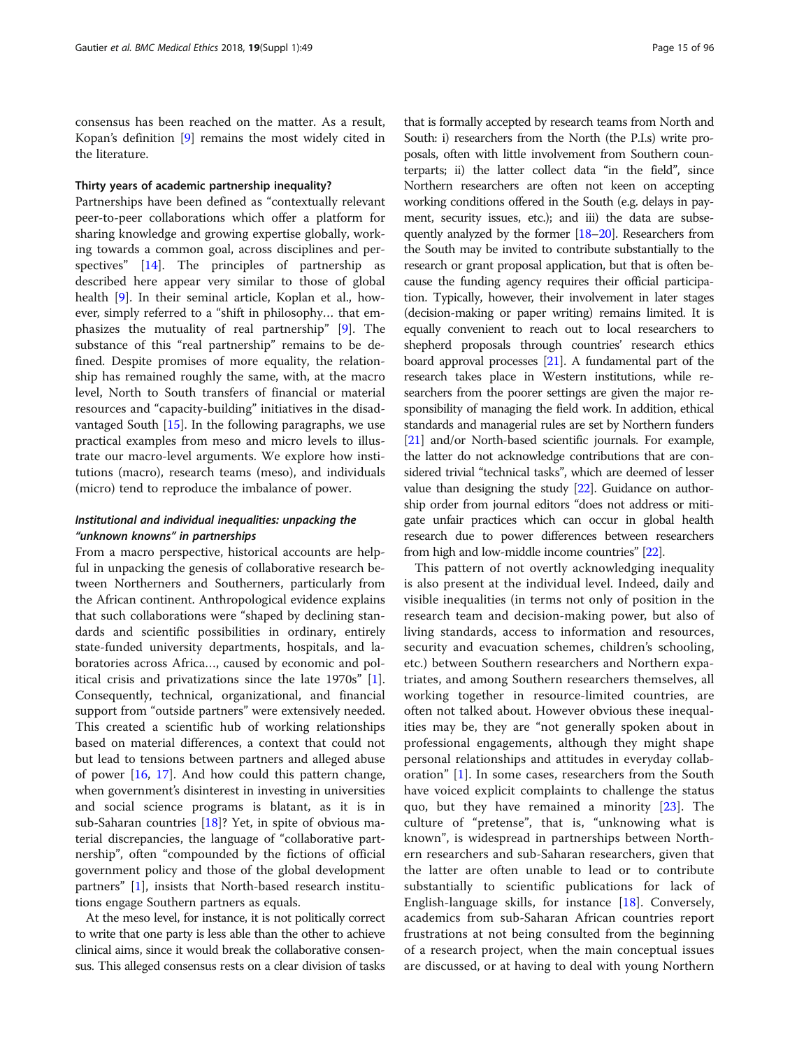consensus has been reached on the matter. As a result, Kopan's definition [9] remains the most widely cited in the literature.

### Thirty years of academic partnership inequality?

Partnerships have been defined as "contextually relevant peer-to-peer collaborations which offer a platform for sharing knowledge and growing expertise globally, working towards a common goal, across disciplines and perspectives" [14]. The principles of partnership as described here appear very similar to those of global health [9]. In their seminal article, Koplan et al., however, simply referred to a "shift in philosophy… that emphasizes the mutuality of real partnership" [9]. The substance of this "real partnership" remains to be defined. Despite promises of more equality, the relationship has remained roughly the same, with, at the macro level, North to South transfers of financial or material resources and "capacity-building" initiatives in the disadvantaged South [15]. In the following paragraphs, we use practical examples from meso and micro levels to illustrate our macro-level arguments. We explore how institutions (macro), research teams (meso), and individuals (micro) tend to reproduce the imbalance of power.

#### *Institutional and individual inequalities: unpacking the "unknown knowns" in partnerships*

From a macro perspective, historical accounts are helpful in unpacking the genesis of collaborative research between Northerners and Southerners, particularly from the African continent. Anthropological evidence explains that such collaborations were "shaped by declining standards and scientific possibilities in ordinary, entirely state-funded university departments, hospitals, and laboratories across Africa…, caused by economic and political crisis and privatizations since the late 1970s" [1]. Consequently, technical, organizational, and financial support from "outside partners" were extensively needed. This created a scientific hub of working relationships based on material differences, a context that could not but lead to tensions between partners and alleged abuse of power [16, 17]. And how could this pattern change, when government's disinterest in investing in universities and social science programs is blatant, as it is in sub-Saharan countries [18]? Yet, in spite of obvious material discrepancies, the language of "collaborative partnership", often "compounded by the fictions of official government policy and those of the global development partners" [1], insists that North-based research institutions engage Southern partners as equals.

At the meso level, for instance, it is not politically correct to write that one party is less able than the other to achieve clinical aims, since it would break the collaborative consensus. This alleged consensus rests on a clear division of tasks that is formally accepted by research teams from North and South: i) researchers from the North (the P.I.s) write proposals, often with little involvement from Southern counterparts; ii) the latter collect data "in the field", since Northern researchers are often not keen on accepting working conditions offered in the South (e.g. delays in payment, security issues, etc.); and iii) the data are subsequently analyzed by the former [18–20]. Researchers from the South may be invited to contribute substantially to the research or grant proposal application, but that is often because the funding agency requires their official participation. Typically, however, their involvement in later stages (decision-making or paper writing) remains limited. It is equally convenient to reach out to local researchers to shepherd proposals through countries' research ethics board approval processes [21]. A fundamental part of the research takes place in Western institutions, while researchers from the poorer settings are given the major responsibility of managing the field work. In addition, ethical standards and managerial rules are set by Northern funders [21] and/or North-based scientific journals. For example, the latter do not acknowledge contributions that are considered trivial "technical tasks", which are deemed of lesser value than designing the study [22]. Guidance on authorship order from journal editors "does not address or mitigate unfair practices which can occur in global health research due to power differences between researchers from high and low-middle income countries" [22].

This pattern of not overtly acknowledging inequality is also present at the individual level. Indeed, daily and visible inequalities (in terms not only of position in the research team and decision-making power, but also of living standards, access to information and resources, security and evacuation schemes, children's schooling, etc.) between Southern researchers and Northern expatriates, and among Southern researchers themselves, all working together in resource-limited countries, are often not talked about. However obvious these inequalities may be, they are "not generally spoken about in professional engagements, although they might shape personal relationships and attitudes in everyday collaboration" [1]. In some cases, researchers from the South have voiced explicit complaints to challenge the status quo, but they have remained a minority [23]. The culture of "pretense", that is, "unknowing what is known", is widespread in partnerships between Northern researchers and sub-Saharan researchers, given that the latter are often unable to lead or to contribute substantially to scientific publications for lack of English-language skills, for instance [18]. Conversely, academics from sub-Saharan African countries report frustrations at not being consulted from the beginning of a research project, when the main conceptual issues are discussed, or at having to deal with young Northern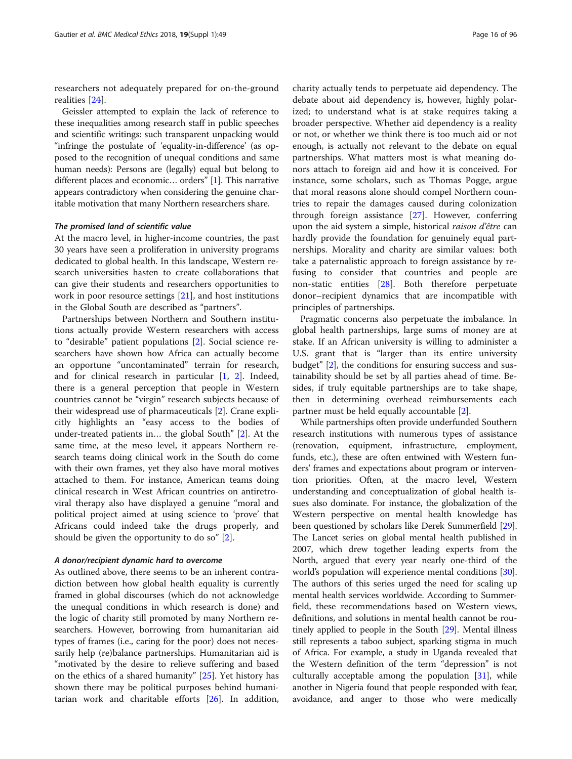researchers not adequately prepared for on-the-ground realities [24].

Geissler attempted to explain the lack of reference to these inequalities among research staff in public speeches and scientific writings: such transparent unpacking would "infringe the postulate of 'equality-in-difference' (as opposed to the recognition of unequal conditions and same human needs): Persons are (legally) equal but belong to different places and economic… orders" [1]. This narrative appears contradictory when considering the genuine charitable motivation that many Northern researchers share.

#### *The promised land of scientific value*

At the macro level, in higher-income countries, the past 30 years have seen a proliferation in university programs dedicated to global health. In this landscape, Western research universities hasten to create collaborations that can give their students and researchers opportunities to work in poor resource settings [21], and host institutions in the Global South are described as "partners".

Partnerships between Northern and Southern institutions actually provide Western researchers with access to "desirable" patient populations [2]. Social science researchers have shown how Africa can actually become an opportune "uncontaminated" terrain for research, and for clinical research in particular [1, 2]. Indeed, there is a general perception that people in Western countries cannot be "virgin" research subjects because of their widespread use of pharmaceuticals [2]. Crane explicitly highlights an "easy access to the bodies of under-treated patients in… the global South" [2]. At the same time, at the meso level, it appears Northern research teams doing clinical work in the South do come with their own frames, yet they also have moral motives attached to them. For instance, American teams doing clinical research in West African countries on antiretroviral therapy also have displayed a genuine "moral and political project aimed at using science to 'prove' that Africans could indeed take the drugs properly, and should be given the opportunity to do so" [2].

#### *A donor/recipient dynamic hard to overcome*

As outlined above, there seems to be an inherent contradiction between how global health equality is currently framed in global discourses (which do not acknowledge the unequal conditions in which research is done) and the logic of charity still promoted by many Northern researchers. However, borrowing from humanitarian aid types of frames (i.e., caring for the poor) does not necessarily help (re)balance partnerships. Humanitarian aid is "motivated by the desire to relieve suffering and based on the ethics of a shared humanity" [25]. Yet history has shown there may be political purposes behind humanitarian work and charitable efforts [26]. In addition, charity actually tends to perpetuate aid dependency. The debate about aid dependency is, however, highly polarized; to understand what is at stake requires taking a broader perspective. Whether aid dependency is a reality or not, or whether we think there is too much aid or not enough, is actually not relevant to the debate on equal partnerships. What matters most is what meaning donors attach to foreign aid and how it is conceived. For instance, some scholars, such as Thomas Pogge, argue that moral reasons alone should compel Northern countries to repair the damages caused during colonization through foreign assistance [27]. However, conferring upon the aid system a simple, historical *raison d'être* can hardly provide the foundation for genuinely equal partnerships. Morality and charity are similar values: both take a paternalistic approach to foreign assistance by refusing to consider that countries and people are non-static entities [28]. Both therefore perpetuate donor–recipient dynamics that are incompatible with principles of partnerships.

Pragmatic concerns also perpetuate the imbalance. In global health partnerships, large sums of money are at stake. If an African university is willing to administer a U.S. grant that is "larger than its entire university budget" [2], the conditions for ensuring success and sustainability should be set by all parties ahead of time. Besides, if truly equitable partnerships are to take shape, then in determining overhead reimbursements each partner must be held equally accountable [2].

While partnerships often provide underfunded Southern research institutions with numerous types of assistance (renovation, equipment, infrastructure, employment, funds, etc.), these are often entwined with Western funders' frames and expectations about program or intervention priorities. Often, at the macro level, Western understanding and conceptualization of global health issues also dominate. For instance, the globalization of the Western perspective on mental health knowledge has been questioned by scholars like Derek Summerfield [29]. The Lancet series on global mental health published in 2007, which drew together leading experts from the North, argued that every year nearly one-third of the world's population will experience mental conditions [30]. The authors of this series urged the need for scaling up mental health services worldwide. According to Summerfield, these recommendations based on Western views, definitions, and solutions in mental health cannot be routinely applied to people in the South [29]. Mental illness still represents a taboo subject, sparking stigma in much of Africa. For example, a study in Uganda revealed that the Western definition of the term "depression" is not culturally acceptable among the population [31], while another in Nigeria found that people responded with fear, avoidance, and anger to those who were medically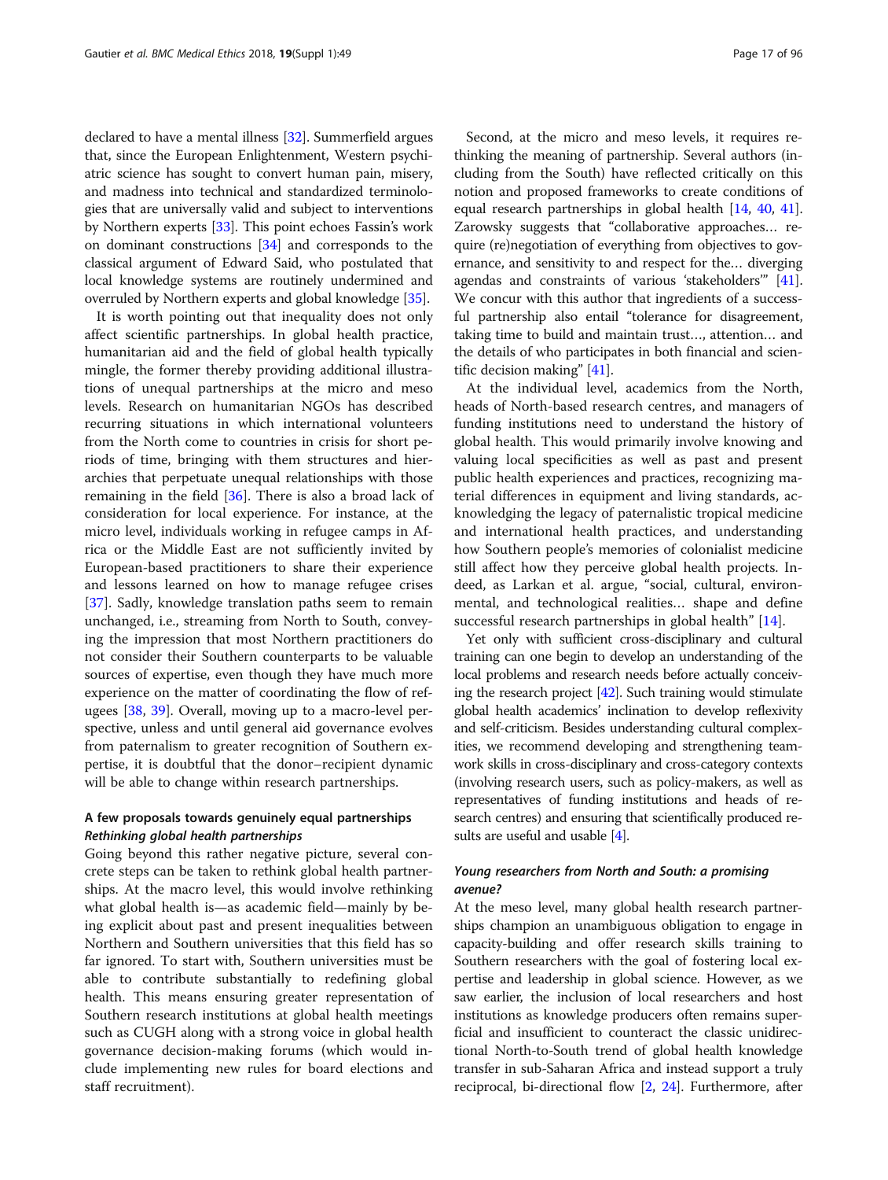declared to have a mental illness [32]. Summerfield argues that, since the European Enlightenment, Western psychiatric science has sought to convert human pain, misery, and madness into technical and standardized terminologies that are universally valid and subject to interventions by Northern experts [33]. This point echoes Fassin's work on dominant constructions [34] and corresponds to the classical argument of Edward Said, who postulated that local knowledge systems are routinely undermined and overruled by Northern experts and global knowledge [35].

It is worth pointing out that inequality does not only affect scientific partnerships. In global health practice, humanitarian aid and the field of global health typically mingle, the former thereby providing additional illustrations of unequal partnerships at the micro and meso levels. Research on humanitarian NGOs has described recurring situations in which international volunteers from the North come to countries in crisis for short periods of time, bringing with them structures and hierarchies that perpetuate unequal relationships with those remaining in the field [36]. There is also a broad lack of consideration for local experience. For instance, at the micro level, individuals working in refugee camps in Africa or the Middle East are not sufficiently invited by European-based practitioners to share their experience and lessons learned on how to manage refugee crises [37]. Sadly, knowledge translation paths seem to remain unchanged, i.e., streaming from North to South, conveying the impression that most Northern practitioners do not consider their Southern counterparts to be valuable sources of expertise, even though they have much more experience on the matter of coordinating the flow of refugees [38, 39]. Overall, moving up to a macro-level perspective, unless and until general aid governance evolves from paternalism to greater recognition of Southern expertise, it is doubtful that the donor–recipient dynamic will be able to change within research partnerships.

## A few proposals towards genuinely equal partnerships

### *Rethinking global health partnerships*

Going beyond this rather negative picture, several concrete steps can be taken to rethink global health partnerships. At the macro level, this would involve rethinking what global health is—as academic field—mainly by being explicit about past and present inequalities between Northern and Southern universities that this field has so far ignored. To start with, Southern universities must be able to contribute substantially to redefining global health. This means ensuring greater representation of Southern research institutions at global health meetings such as CUGH along with a strong voice in global health governance decision-making forums (which would include implementing new rules for board elections and staff recruitment).

Second, at the micro and meso levels, it requires rethinking the meaning of partnership. Several authors (including from the South) have reflected critically on this notion and proposed frameworks to create conditions of equal research partnerships in global health [14, 40, 41]. Zarowsky suggests that "collaborative approaches… require (re)negotiation of everything from objectives to governance, and sensitivity to and respect for the… diverging agendas and constraints of various 'stakeholders'" [41]. We concur with this author that ingredients of a successful partnership also entail "tolerance for disagreement, taking time to build and maintain trust…, attention… and the details of who participates in both financial and scientific decision making" [41].

At the individual level, academics from the North, heads of North-based research centres, and managers of funding institutions need to understand the history of global health. This would primarily involve knowing and valuing local specificities as well as past and present public health experiences and practices, recognizing material differences in equipment and living standards, acknowledging the legacy of paternalistic tropical medicine and international health practices, and understanding how Southern people's memories of colonialist medicine still affect how they perceive global health projects. Indeed, as Larkan et al. argue, "social, cultural, environmental, and technological realities… shape and define successful research partnerships in global health" [14].

Yet only with sufficient cross-disciplinary and cultural training can one begin to develop an understanding of the local problems and research needs before actually conceiving the research project [42]. Such training would stimulate global health academics' inclination to develop reflexivity and self-criticism. Besides understanding cultural complexities, we recommend developing and strengthening teamwork skills in cross-disciplinary and cross-category contexts (involving research users, such as policy-makers, as well as representatives of funding institutions and heads of research centres) and ensuring that scientifically produced results are useful and usable [4].

### *Young researchers from North and South: a promising avenue?*

At the meso level, many global health research partnerships champion an unambiguous obligation to engage in capacity-building and offer research skills training to Southern researchers with the goal of fostering local expertise and leadership in global science. However, as we saw earlier, the inclusion of local researchers and host institutions as knowledge producers often remains superficial and insufficient to counteract the classic unidirectional North-to-South trend of global health knowledge transfer in sub-Saharan Africa and instead support a truly reciprocal, bi-directional flow [2, 24]. Furthermore, after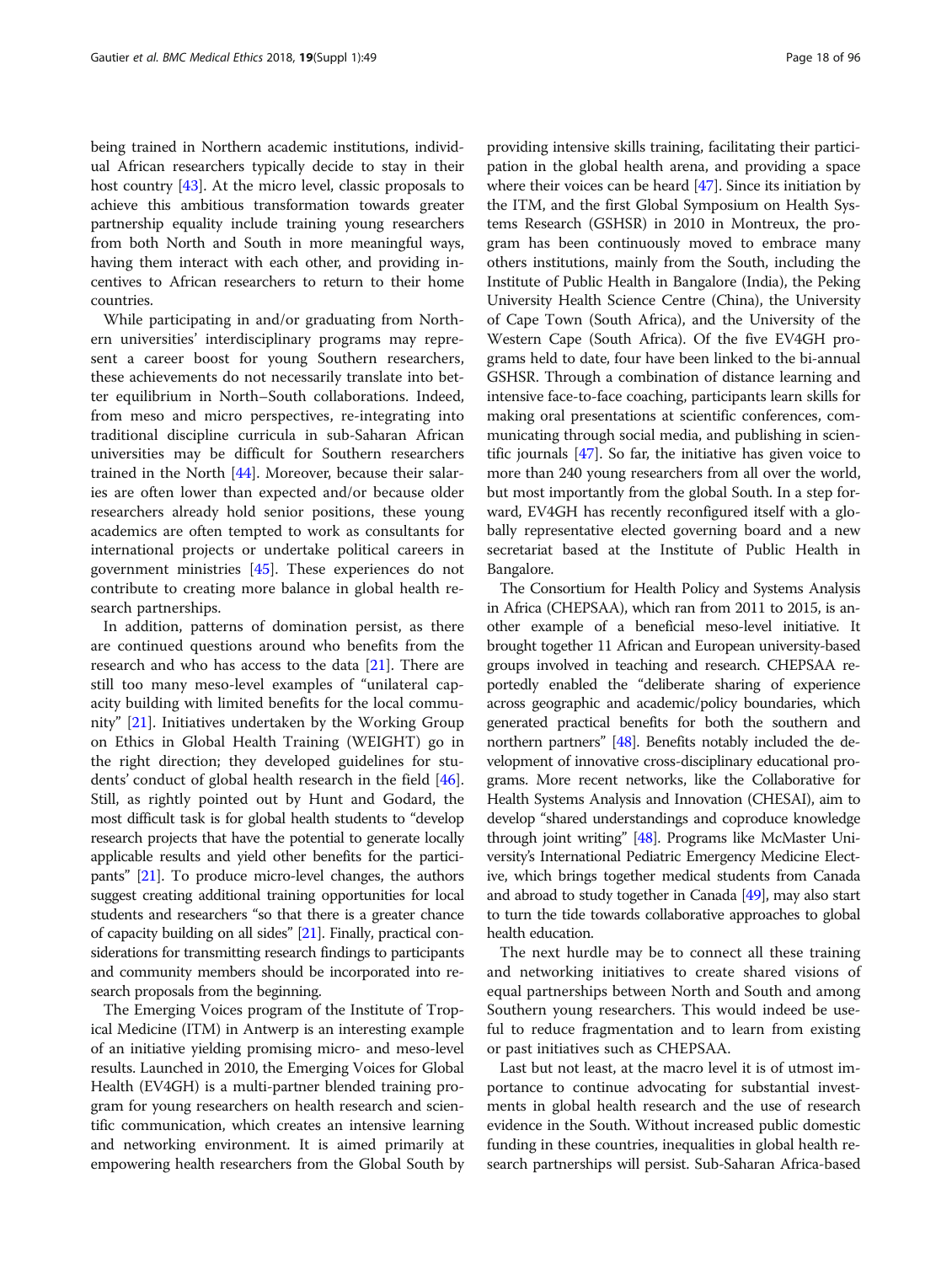being trained in Northern academic institutions, individual African researchers typically decide to stay in their host country [43]. At the micro level, classic proposals to achieve this ambitious transformation towards greater partnership equality include training young researchers from both North and South in more meaningful ways, having them interact with each other, and providing incentives to African researchers to return to their home countries.

While participating in and/or graduating from Northern universities' interdisciplinary programs may represent a career boost for young Southern researchers, these achievements do not necessarily translate into better equilibrium in North–South collaborations. Indeed, from meso and micro perspectives, re-integrating into traditional discipline curricula in sub-Saharan African universities may be difficult for Southern researchers trained in the North [44]. Moreover, because their salaries are often lower than expected and/or because older researchers already hold senior positions, these young academics are often tempted to work as consultants for international projects or undertake political careers in government ministries [45]. These experiences do not contribute to creating more balance in global health research partnerships.

In addition, patterns of domination persist, as there are continued questions around who benefits from the research and who has access to the data [21]. There are still too many meso-level examples of "unilateral capacity building with limited benefits for the local community" [21]. Initiatives undertaken by the Working Group on Ethics in Global Health Training (WEIGHT) go in the right direction; they developed guidelines for students' conduct of global health research in the field [46]. Still, as rightly pointed out by Hunt and Godard, the most difficult task is for global health students to "develop research projects that have the potential to generate locally applicable results and yield other benefits for the participants" [21]. To produce micro-level changes, the authors suggest creating additional training opportunities for local students and researchers "so that there is a greater chance of capacity building on all sides" [21]. Finally, practical considerations for transmitting research findings to participants and community members should be incorporated into research proposals from the beginning.

The Emerging Voices program of the Institute of Tropical Medicine (ITM) in Antwerp is an interesting example of an initiative yielding promising micro- and meso-level results. Launched in 2010, the Emerging Voices for Global Health (EV4GH) is a multi-partner blended training program for young researchers on health research and scientific communication, which creates an intensive learning and networking environment. It is aimed primarily at empowering health researchers from the Global South by providing intensive skills training, facilitating their participation in the global health arena, and providing a space where their voices can be heard [47]. Since its initiation by the ITM, and the first Global Symposium on Health Systems Research (GSHSR) in 2010 in Montreux, the program has been continuously moved to embrace many others institutions, mainly from the South, including the Institute of Public Health in Bangalore (India), the Peking University Health Science Centre (China), the University of Cape Town (South Africa), and the University of the Western Cape (South Africa). Of the five EV4GH programs held to date, four have been linked to the bi-annual GSHSR. Through a combination of distance learning and intensive face-to-face coaching, participants learn skills for making oral presentations at scientific conferences, communicating through social media, and publishing in scientific journals [47]. So far, the initiative has given voice to more than 240 young researchers from all over the world, but most importantly from the global South. In a step forward, EV4GH has recently reconfigured itself with a globally representative elected governing board and a new secretariat based at the Institute of Public Health in Bangalore.

The Consortium for Health Policy and Systems Analysis in Africa (CHEPSAA), which ran from 2011 to 2015, is another example of a beneficial meso-level initiative. It brought together 11 African and European university-based groups involved in teaching and research. CHEPSAA reportedly enabled the "deliberate sharing of experience across geographic and academic/policy boundaries, which generated practical benefits for both the southern and northern partners" [48]. Benefits notably included the development of innovative cross-disciplinary educational programs. More recent networks, like the Collaborative for Health Systems Analysis and Innovation (CHESAI), aim to develop "shared understandings and coproduce knowledge through joint writing" [48]. Programs like McMaster University's International Pediatric Emergency Medicine Elective, which brings together medical students from Canada and abroad to study together in Canada [49], may also start to turn the tide towards collaborative approaches to global health education.

The next hurdle may be to connect all these training and networking initiatives to create shared visions of equal partnerships between North and South and among Southern young researchers. This would indeed be useful to reduce fragmentation and to learn from existing or past initiatives such as CHEPSAA.

Last but not least, at the macro level it is of utmost importance to continue advocating for substantial investments in global health research and the use of research evidence in the South. Without increased public domestic funding in these countries, inequalities in global health research partnerships will persist. Sub-Saharan Africa-based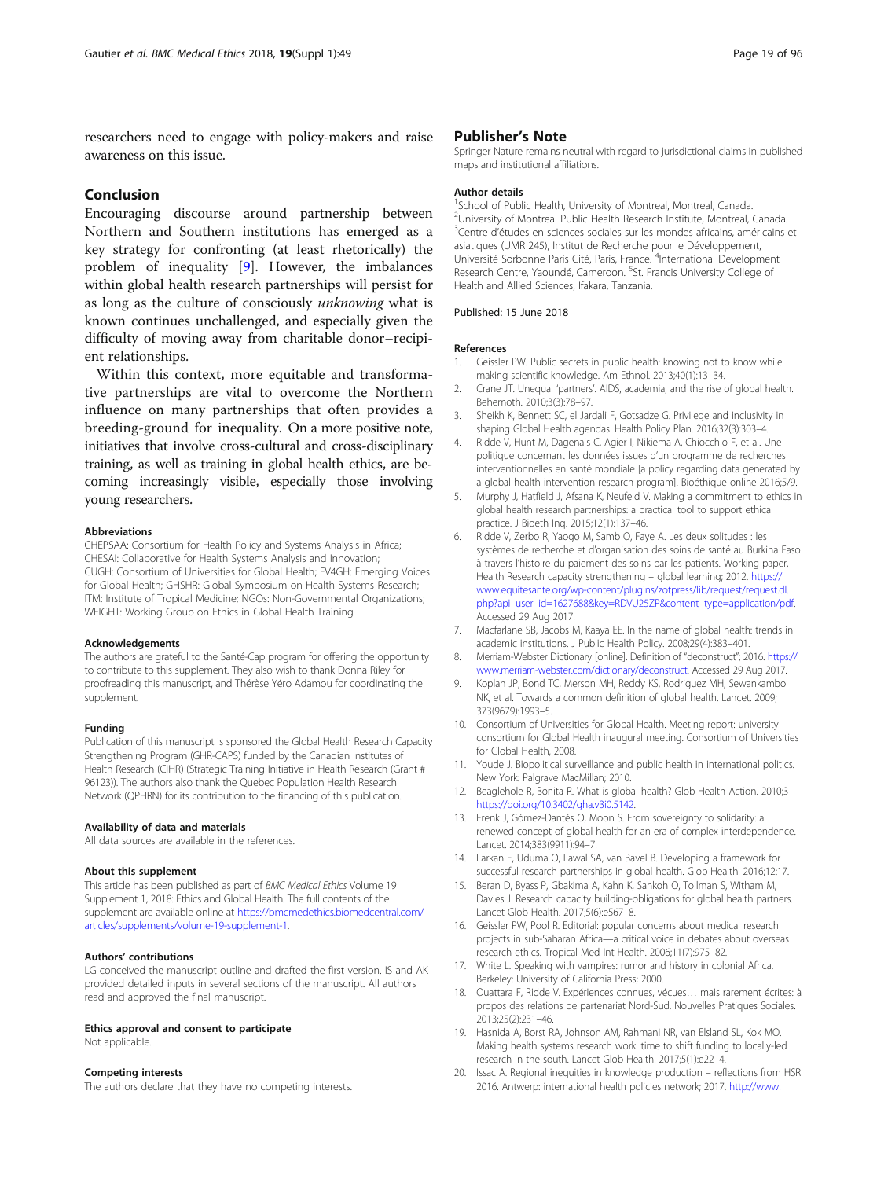researchers need to engage with policy-makers and raise awareness on this issue.

## Conclusion

Encouraging discourse around partnership between Northern and Southern institutions has emerged as a key strategy for confronting (at least rhetorically) the problem of inequality [9]. However, the imbalances within global health research partnerships will persist for as long as the culture of consciously *unknowing* what is known continues unchallenged, and especially given the difficulty of moving away from charitable donor–recipient relationships.

Within this context, more equitable and transformative partnerships are vital to overcome the Northern influence on many partnerships that often provides a breeding-ground for inequality. On a more positive note, initiatives that involve cross-cultural and cross-disciplinary training, as well as training in global health ethics, are becoming increasingly visible, especially those involving young researchers.

#### Abbreviations

CHEPSAA: Consortium for Health Policy and Systems Analysis in Africa; CHESAI: Collaborative for Health Systems Analysis and Innovation; CUGH: Consortium of Universities for Global Health; EV4GH: Emerging Voices for Global Health; GHSHR: Global Symposium on Health Systems Research; ITM: Institute of Tropical Medicine; NGOs: Non-Governmental Organizations; WEIGHT: Working Group on Ethics in Global Health Training

#### Acknowledgements

The authors are grateful to the Santé-Cap program for offering the opportunity to contribute to this supplement. They also wish to thank Donna Riley for proofreading this manuscript, and Thérèse Yéro Adamou for coordinating the supplement.

#### Funding

Publication of this manuscript is sponsored the Global Health Research Capacity Strengthening Program (GHR-CAPS) funded by the Canadian Institutes of Health Research (CIHR) (Strategic Training Initiative in Health Research (Grant # 96123)). The authors also thank the Quebec Population Health Research Network (QPHRN) for its contribution to the financing of this publication.

#### Availability of data and materials

All data sources are available in the references.

#### About this supplement

This article has been published as part of *BMC Medical Ethics* Volume 19 Supplement 1, 2018: Ethics and Global Health. The full contents of the supplement are available online at https://bmcmedethics.biomedcentral.com/articles/supplements/volume-19-supplement-1.

#### Authors' contributions

LG conceived the manuscript outline and drafted the first version. IS and AK provided detailed inputs in several sections of the manuscript. All authors read and approved the final manuscript.

#### Ethics approval and consent to participate

Not applicable.

#### Competing interests

The authors declare that they have no competing interests.

## Publisher's Note

Springer Nature remains neutral with regard to jurisdictional claims in published maps and institutional affiliations.

#### Author details

[1]School of Public Health, University of Montreal, Montreal, Canada. [2]University of Montreal Public Health Research Institute, Montreal, Canada. [3]Centre d'études en sciences sociales sur les mondes africains, américains et asiatiques (UMR 245), Institut de Recherche pour le Développement, Université Sorbonne Paris Cité, Paris, France. [4]International Development Research Centre, Yaoundé, Cameroon. [5]St. Francis University College of Health and Allied Sciences, Ifakara, Tanzania.

Published: 15 June 2018

#### References

1. Geissler PW. Public secrets in public health: knowing not to know while making scientific knowledge. Am Ethnol. 2013;40(1):13–34.
2. Crane JT. Unequal 'partners'. AIDS, academia, and the rise of global health. Behemoth. 2010;3(3):78–97.
3. Sheikh K, Bennett SC, el Jardali F, Gotsadze G. Privilege and inclusivity in shaping Global Health agendas. Health Policy Plan. 2016;32(3):303–4.
4. Ridde V, Hunt M, Dagenais C, Agier I, Nikiema A, Chiocchio F, et al. Une politique concernant les données issues d'un programme de recherches interventionnelles en santé mondiale [a policy regarding data generated by a global health intervention research program]. Bioéthique online 2016;5/9.
5. Murphy J, Hatfield J, Afsana K, Neufeld V. Making a commitment to ethics in global health research partnerships: a practical tool to support ethical practice. J Bioeth Inq. 2015;12(1):137–46.
6. Ridde V, Zerbo R, Yaogo M, Samb O, Faye A. Les deux solitudes : les systèmes de recherche et d'organisation des soins de santé au Burkina Faso à travers l'histoire du paiement des soins par les patients. Working paper, Health Research capacity strengthening – global learning; 2012. https://www.equitesante.org/wp-content/plugins/zotpress/lib/request/request.dl.php?api_user_id=1627688&key=RDVU25ZP&content_type=application/pdf. Accessed 29 Aug 2017.
7. Macfarlane SB, Jacobs M, Kaaya EE. In the name of global health: trends in academic institutions. J Public Health Policy. 2008;29(4):383–401.
8. Merriam-Webster Dictionary [online]. Definition of "deconstruct"; 2016. https://www.merriam-webster.com/dictionary/deconstruct. Accessed 29 Aug 2017.
9. Koplan JP, Bond TC, Merson MH, Reddy KS, Rodriguez MH, Sewankambo NK, et al. Towards a common definition of global health. Lancet. 2009; 373(9679):1993–5.
10. Consortium of Universities for Global Health. Meeting report: university consortium for Global Health inaugural meeting. Consortium of Universities for Global Health, 2008.
11. Youde J. Biopolitical surveillance and public health in international politics. New York: Palgrave MacMillan; 2010.
12. Beaglehole R, Bonita R. What is global health? Glob Health Action. 2010;3 https://doi.org/10.3402/gha.v3i0.5142.
13. Frenk J, Gómez-Dantés O, Moon S. From sovereignty to solidarity: a renewed concept of global health for an era of complex interdependence. Lancet. 2014;383(9911):94–7.
14. Larkan F, Uduma O, Lawal SA, van Bavel B. Developing a framework for successful research partnerships in global health. Glob Health. 2016;12:17.
15. Beran D, Byass P, Gbakima A, Kahn K, Sankoh O, Tollman S, Witham M, Davies J. Research capacity building-obligations for global health partners. Lancet Glob Health. 2017;5(6):e567–8.
16. Geissler PW, Pool R. Editorial: popular concerns about medical research projects in sub-Saharan Africa—a critical voice in debates about overseas research ethics. Tropical Med Int Health. 2006;11(7):975–82.
17. White L. Speaking with vampires: rumor and history in colonial Africa. Berkeley: University of California Press; 2000.
18. Ouattara F, Ridde V. Expériences connues, vécues… mais rarement écrites: à propos des relations de partenariat Nord-Sud. Nouvelles Pratiques Sociales. 2013;25(2):231–46.
19. Hasnida A, Borst RA, Johnson AM, Rahmani NR, van Elsland SL, Kok MO. Making health systems research work: time to shift funding to locally-led research in the south. Lancet Glob Health. 2017;5(1):e22–4.
20. Issac A. Regional inequities in knowledge production – reflections from HSR 2016. Antwerp: international health policies network; 2017. http://www.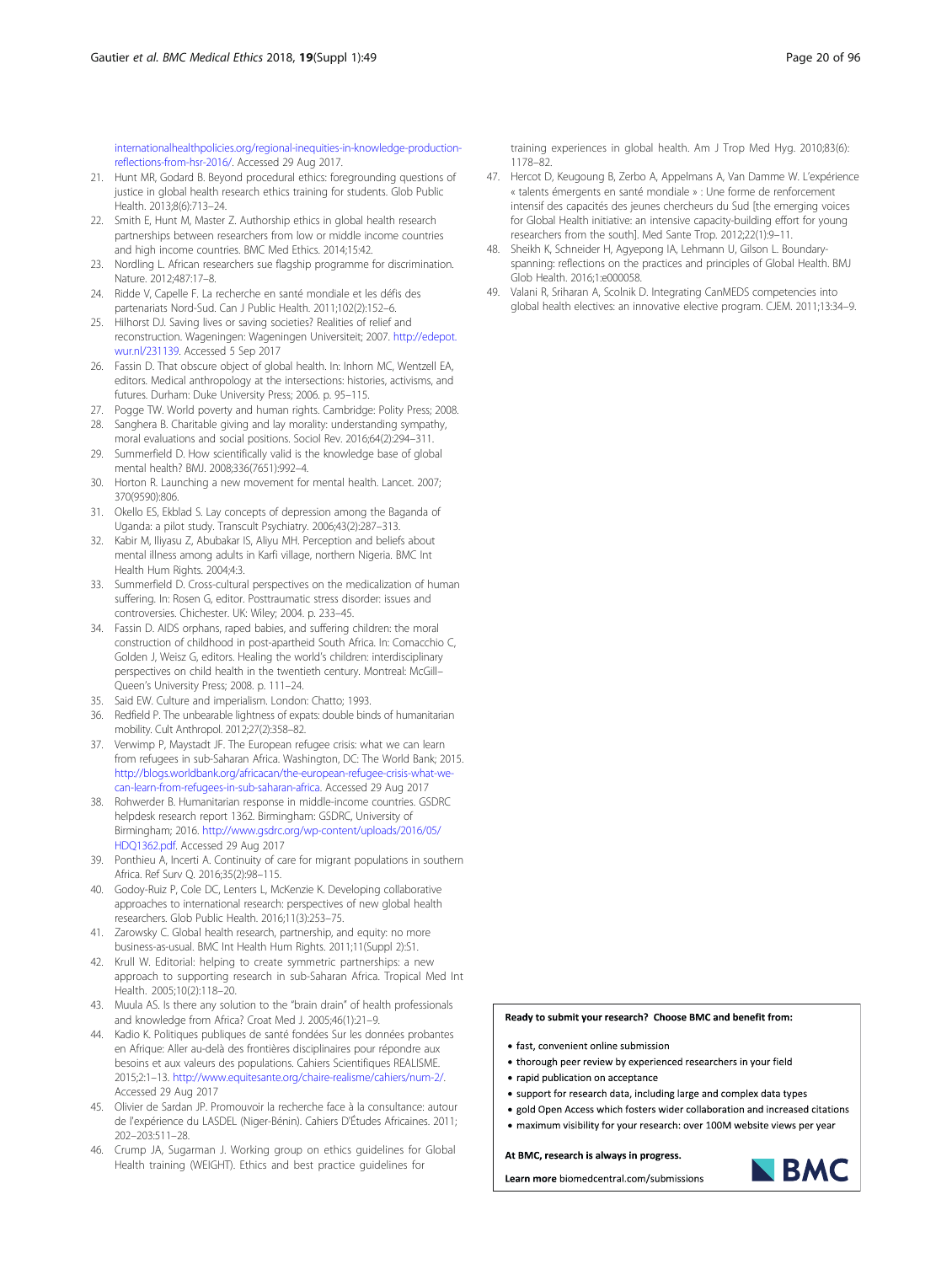internationalhealthpolicies.org/regional-inequities-in-knowledge-production-reflections-from-hsr-2016/. Accessed 29 Aug 2017.

21. Hunt MR, Godard B. Beyond procedural ethics: foregrounding questions of justice in global health research ethics training for students. Glob Public Health. 2013;8(6):713–24.
22. Smith E, Hunt M, Master Z. Authorship ethics in global health research partnerships between researchers from low or middle income countries and high income countries. BMC Med Ethics. 2014;15:42.
23. Nordling L. African researchers sue flagship programme for discrimination. Nature. 2012;487:17–8.
24. Ridde V, Capelle F. La recherche en santé mondiale et les défis des partenariats Nord-Sud. Can J Public Health. 2011;102(2):152–6.
25. Hilhorst DJ. Saving lives or saving societies? Realities of relief and reconstruction. Wageningen: Wageningen Universiteit; 2007. http://edepot.wur.nl/231139. Accessed 5 Sep 2017
26. Fassin D. That obscure object of global health. In: Inhorn MC, Wentzell EA, editors. Medical anthropology at the intersections: histories, activisms, and futures. Durham: Duke University Press; 2006. p. 95–115.
27. Pogge TW. World poverty and human rights. Cambridge: Polity Press; 2008.
28. Sanghera B. Charitable giving and lay morality: understanding sympathy, moral evaluations and social positions. Sociol Rev. 2016;64(2):294–311.
29. Summerfield D. How scientifically valid is the knowledge base of global mental health? BMJ. 2008;336(7651):992–4.
30. Horton R. Launching a new movement for mental health. Lancet. 2007; 370(9590):806.
31. Okello ES, Ekblad S. Lay concepts of depression among the Baganda of Uganda: a pilot study. Transcult Psychiatry. 2006;43(2):287–313.
32. Kabir M, Iliyasu Z, Abubakar IS, Aliyu MH. Perception and beliefs about mental illness among adults in Karfi village, northern Nigeria. BMC Int Health Hum Rights. 2004;4:3.
33. Summerfield D. Cross-cultural perspectives on the medicalization of human suffering. In: Rosen G, editor. Posttraumatic stress disorder: issues and controversies. Chichester. UK: Wiley; 2004. p. 233–45.
34. Fassin D. AIDS orphans, raped babies, and suffering children: the moral construction of childhood in post-apartheid South Africa. In: Comacchio C, Golden J, Weisz G, editors. Healing the world's children: interdisciplinary perspectives on child health in the twentieth century. Montreal: McGill–Queen's University Press; 2008. p. 111–24.
35. Said EW. Culture and imperialism. London: Chatto; 1993.
36. Redfield P. The unbearable lightness of expats: double binds of humanitarian mobility. Cult Anthropol. 2012;27(2):358–82.
37. Verwimp P, Maystadt JF. The European refugee crisis: what we can learn from refugees in sub-Saharan Africa. Washington, DC: The World Bank; 2015. http://blogs.worldbank.org/africacan/the-european-refugee-crisis-what-we-can-learn-from-refugees-in-sub-saharan-africa. Accessed 29 Aug 2017
38. Rohwerder B. Humanitarian response in middle-income countries. GSDRC helpdesk research report 1362. Birmingham: GSDRC, University of Birmingham; 2016. http://www.gsdrc.org/wp-content/uploads/2016/05/HDQ1362.pdf. Accessed 29 Aug 2017
39. Ponthieu A, Incerti A. Continuity of care for migrant populations in southern Africa. Ref Surv Q. 2016;35(2):98–115.
40. Godoy-Ruiz P, Cole DC, Lenters L, McKenzie K. Developing collaborative approaches to international research: perspectives of new global health researchers. Glob Public Health. 2016;11(3):253–75.
41. Zarowsky C. Global health research, partnership, and equity: no more business-as-usual. BMC Int Health Hum Rights. 2011;11(Suppl 2):S1.
42. Krull W. Editorial: helping to create symmetric partnerships: a new approach to supporting research in sub-Saharan Africa. Tropical Med Int Health. 2005;10(2):118–20.
43. Muula AS. Is there any solution to the "brain drain" of health professionals and knowledge from Africa? Croat Med J. 2005;46(1):21–9.
44. Kadio K. Politiques publiques de santé fondées Sur les données probantes en Afrique: Aller au-delà des frontières disciplinaires pour répondre aux besoins et aux valeurs des populations. Cahiers Scientifiques REALISME. 2015;2:1–13. http://www.equitesante.org/chaire-realisme/cahiers/num-2/. Accessed 29 Aug 2017
45. Olivier de Sardan JP. Promouvoir la recherche face à la consultance: autour de l'expérience du LASDEL (Niger-Bénin). Cahiers D'Études Africaines. 2011; 202–203:511–28.
46. Crump JA, Sugarman J. Working group on ethics guidelines for Global Health training (WEIGHT). Ethics and best practice guidelines for training experiences in global health. Am J Trop Med Hyg. 2010;83(6): 1178–82.
47. Hercot D, Keugoung B, Zerbo A, Appelmans A, Van Damme W. L'expérience « talents émergents en santé mondiale » : Une forme de renforcement intensif des capacités des jeunes chercheurs du Sud [the emerging voices for Global Health initiative: an intensive capacity-building effort for young researchers from the south]. Med Sante Trop. 2012;22(1):9–11.
48. Sheikh K, Schneider H, Agyepong IA, Lehmann U, Gilson L. Boundary-spanning: reflections on the practices and principles of Global Health. BMJ Glob Health. 2016;1:e000058.
49. Valani R, Sriharan A, Scolnik D. Integrating CanMEDS competencies into global health electives: an innovative elective program. CJEM. 2011;13:34–9.

**Ready to submit your research? Choose BMC and benefit from:**

- fast, convenient online submission
- thorough peer review by experienced researchers in your field
- rapid publication on acceptance
- support for research data, including large and complex data types
- gold Open Access which fosters wider collaboration and increased citations
- maximum visibility for your research: over 100M website views per year

**At BMC, research is always in progress.**

**Learn more** biomedcentral.com/submissions

BMC